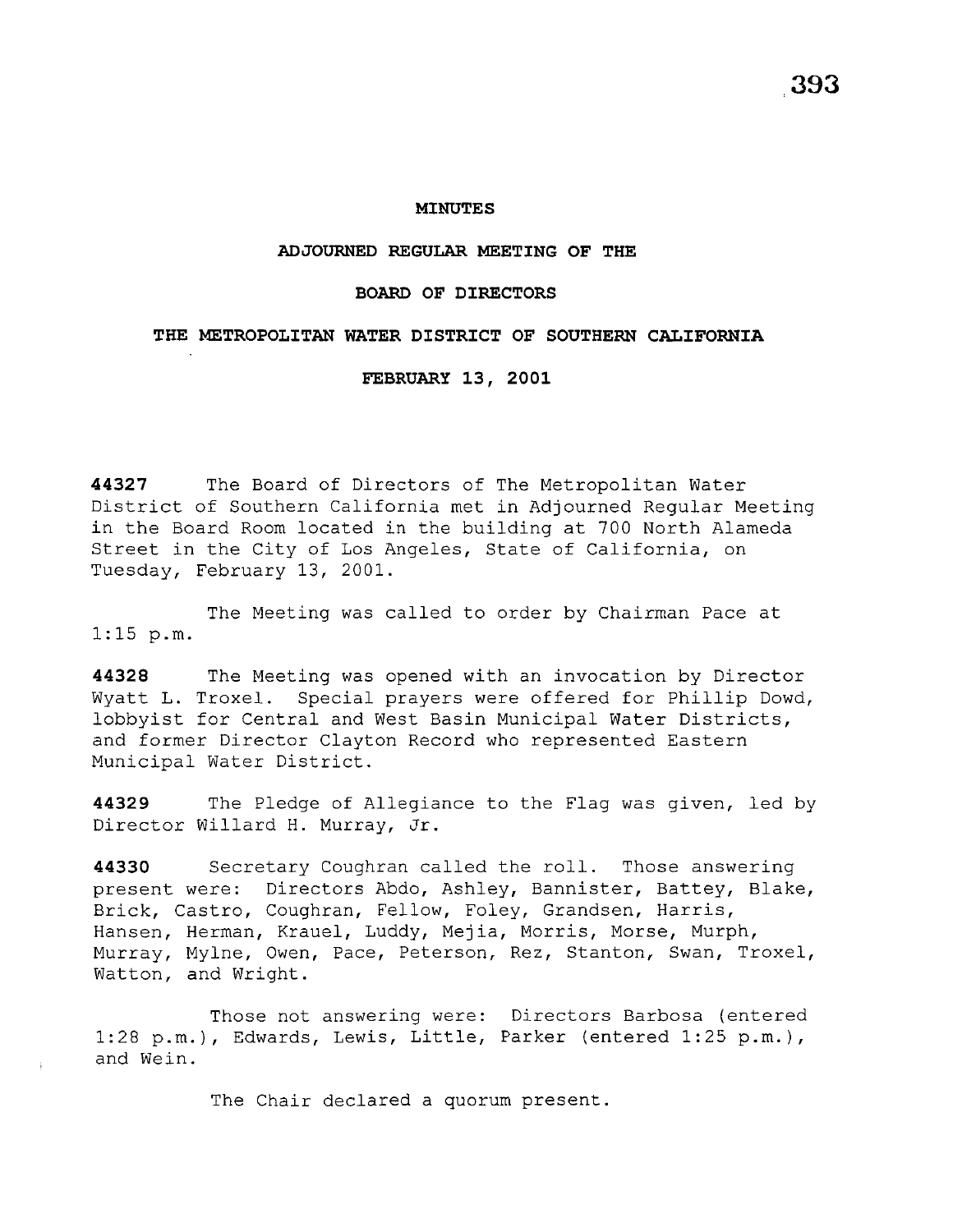**MINUTES**

**ADJOURNED REGULAR MEETING OF THE**

**BOARD OF DIRECTORS**

**THE METROPOLITAN WATER DISTRICT OF SOUTHERN CALIFORNIA**

**FEBRUARY 13, 2001**

**44327** The Board of Directors of The Metropolitan Water District of Southern California met in Adjourned Regular Meeting in the Board Room located in the building at 700 North Alameda Street in the City of Los Angeles, State of California, on Tuesday, February 13, 2001.

The Meeting was called to order by Chairman Pace at 1:15 p.m.

**44328** The Meeting was opened with an invocation by Director Wyatt L. Troxel. Special prayers were offered for Phillip Dowd, lobbyist for Central and West Basin Municipal Water Districts, and former Director Clayton Record who represented Eastern Municipal Water District.

**44329** The Pledge of Allegiance to the Flag was given, led by Director Willard H. Murray, Jr.

**44330** Secretary Coughran called the roll. Those answering present were: Directors Abdo, Ashley, Bannister, Battey, Blake, Brick, Castro, Coughran, Fellow, Foley, Grandsen, Harris, Hansen, Herman, Krauel, Luddy, Mejia, Morris, Morse, Murph, Murray, Mylne, Owen, Pace, Peterson, Rez, Stanton, Swan, Troxel, Watton, and Wright.

Those not answering were: Directors Barbosa (entered 1:28 p.m.), Edwards, Lewis, Little, Parker (entered 1:25 p.m.), and Wein.

The Chair declared a quorum present.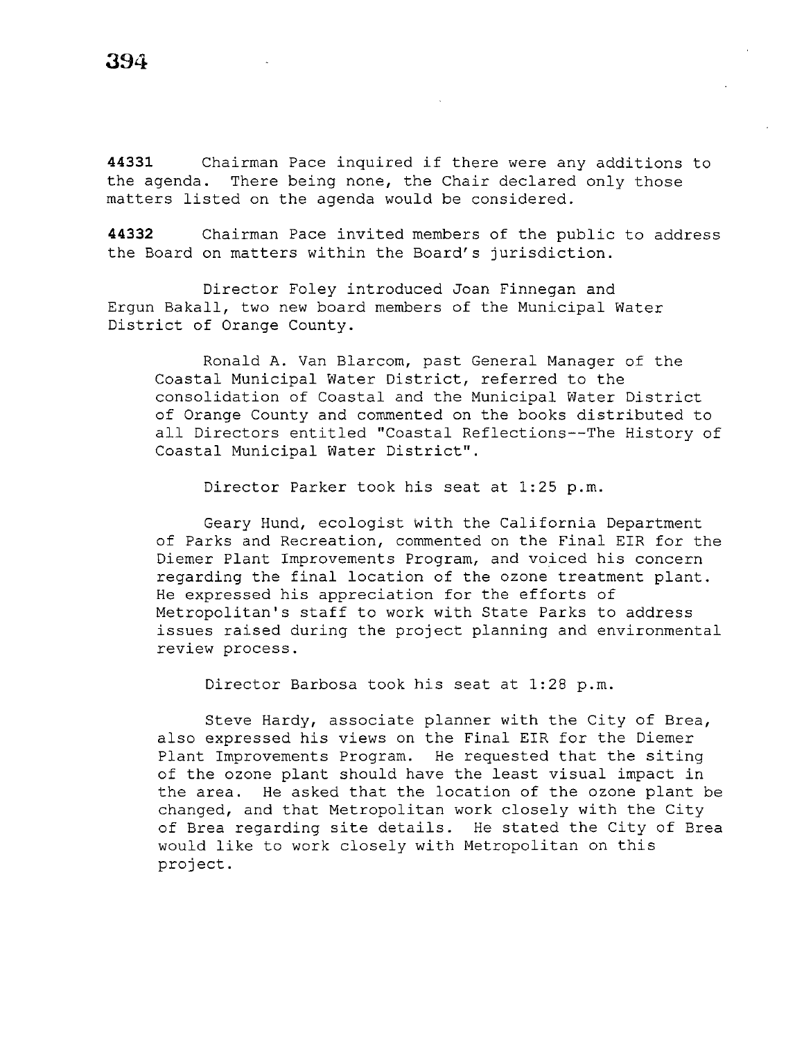**44331** Chairman Pace inquired if there were any additions to the agenda. There being none, the Chair declared only those matters listed on the agenda would be considered.

**44332** Chairman Pace invited members of the public to address the Board on matters within the Board's jurisdiction.

Director Foley introduced Joan Finnegan and Ergun Bakall, two new board members of the Municipal Water District of Orange County.

Ronald A. Van Blarcom, past General Manager of the Coastal Municipal Water District, referred to the consolidation of Coastal and the Municipal Water District of Orange County and commented on the books distributed to all Directors entitled "Coastal Reflections--The History of Coastal Municipal Water District".

Director Parker took his seat at 1:25 p.m.

Geary Hund, ecologist with the California Department of Parks and Recreation, commented on the Final EIR for the Diemer Plant Improvements Program, and voiced his concern regarding the final location of the ozone treatment plant. He expressed his appreciation for the efforts of Metropolitan's staff to work with State Parks to address issues raised during the project planning and environmental review process.

Director Barbosa took his seat at 1:28 p.m.

Steve Hardy, associate planner with the City of Brea, also expressed his views on the Final EIR for the Diemer Plant Improvements Program. He requested that the siting of the ozone plant should have the least visual impact in the area. He asked that the location of the ozone plant be changed, and that Metropolitan work closely with the City of Brea regarding site details. He stated the City of Brea would like to work closely with Metropolitan on this project.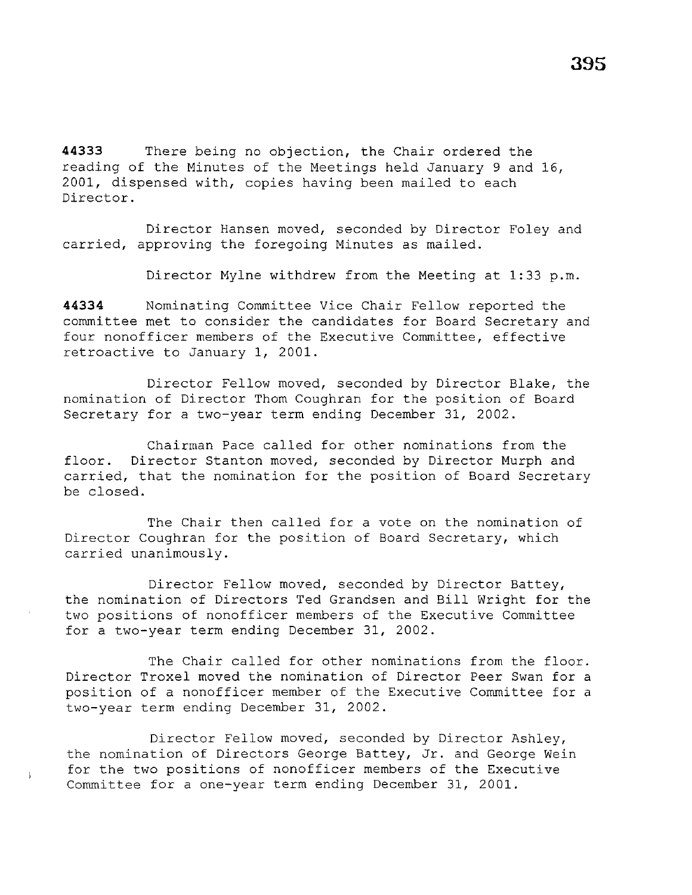**44333** There being no objection, the Chair ordered the reading of the Minutes of the Meetings held January 9 and 16, 2001, dispensed with, copies having been mailed to each Director.

Director Hansen moved, seconded by Director Foley and carried, approving the foregoing Minutes as mailed.

Director Mylne withdrew from the Meeting at 1:33 p.m.

**44334** Nominating Committee Vice Chair Fellow reported the committee met to consider the candidates for Board Secretary and four nonofficer members of the Executive Committee, effective retroactive to January 1, 2001.

Director Fellow moved, seconded by Director Blake, the nomination of Director Thom Coughran for the position of Board Secretary for a two-year term ending December 31, 2002.

Chairman Pace called for other nominations from the floor. Director Stanton moved, seconded by Director Murph and carried, that the nomination for the position of Board Secretary be closed.

The Chair then called for a vote on the nomination of Director Coughran for the position of Board Secretary, which carried unanimously.

Director Fellow moved, seconded by Director Battey, the nomination of Directors Ted Grandsen and Bill Wright for the two positions of nonofficer members of the Executive Committee for a two-year term ending December 31, 2002.

The Chair called for other nominations from the floor. Director Troxel moved the nomination of Director Peer Swan for a position of a nonofficer member of the Executive Committee for a two-year term ending December 31, 2002.

Director Fellow moved, seconded by Director Ashley, the nomination of Directors George Battey, Jr. and George Wein for the two positions of nonofficer members of the Executive Committee for a one-year term ending December 31, 2001.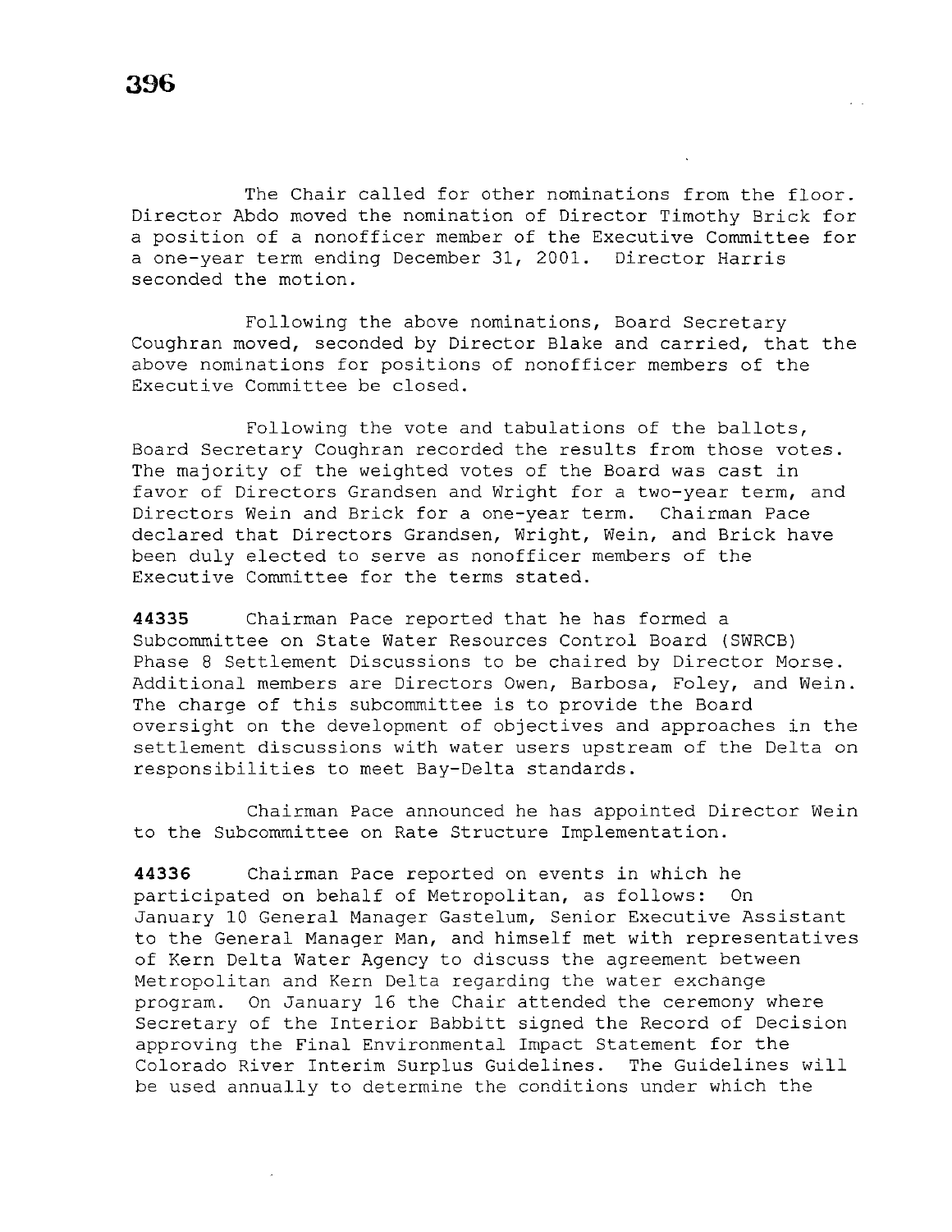The Chair called for other nominations from the floor. Director Abdo moved the nomination of Director Timothy Brick for a position of a nonofficer member of the Executive Committee for a one-year term ending December 31, 2001. Director Harris seconded the motion.

Following the above nominations, Board Secretary Coughran moved, seconded by Director Blake and carried, that the above nominations for positions of nonofficer members of the Executive Committee be closed.

Following the vote and tabulations of the ballots, Board Secretary Coughran recorded the results from those votes. The majority of the weighted votes of the Board was cast in favor of Directors Grandsen and Wright for a two-year term, and Directors Wein and Brick for a one-year term. Chairman Pace declared that Directors Grandsen, Wright, Wein, and Brick have been duly elected to serve as nonofficer members of the Executive Committee for the terms stated.

**44335** Chairman Pace reported that he has formed a Subcommittee on State Water Resources Control Board (SWRCB) Phase 8 Settlement Discussions to be chaired by Director Morse. Additional members are Directors Owen, Barbosa, Foley, and Wein. The charge of this subcommittee is to provide the Board oversight on the development of objectives and approaches in the settlement discussions with water users upstream of the Delta on responsibilities to meet Bay-Delta standards.

Chairman Pace announced he has appointed Director Wein to the Subcommittee on Rate Structure Implementation.

**44336** Chairman Pace reported on events in which he participated on behalf of Metropolitan, as follows: On January 10 General Manager Gastelum, Senior Executive Assistant to the General Manager Man, and himself met with representatives of Kern Delta Water Agency to discuss the agreement between Metropolitan and Kern Delta regarding the water exchange program. On January 16 the Chair attended the ceremony where Secretary of the Interior Babbitt signed the Record of Decision approving the Final Environmental Impact Statement for the Colorado River Interim Surplus Guidelines. The Guidelines will be used annually to determine the conditions under which the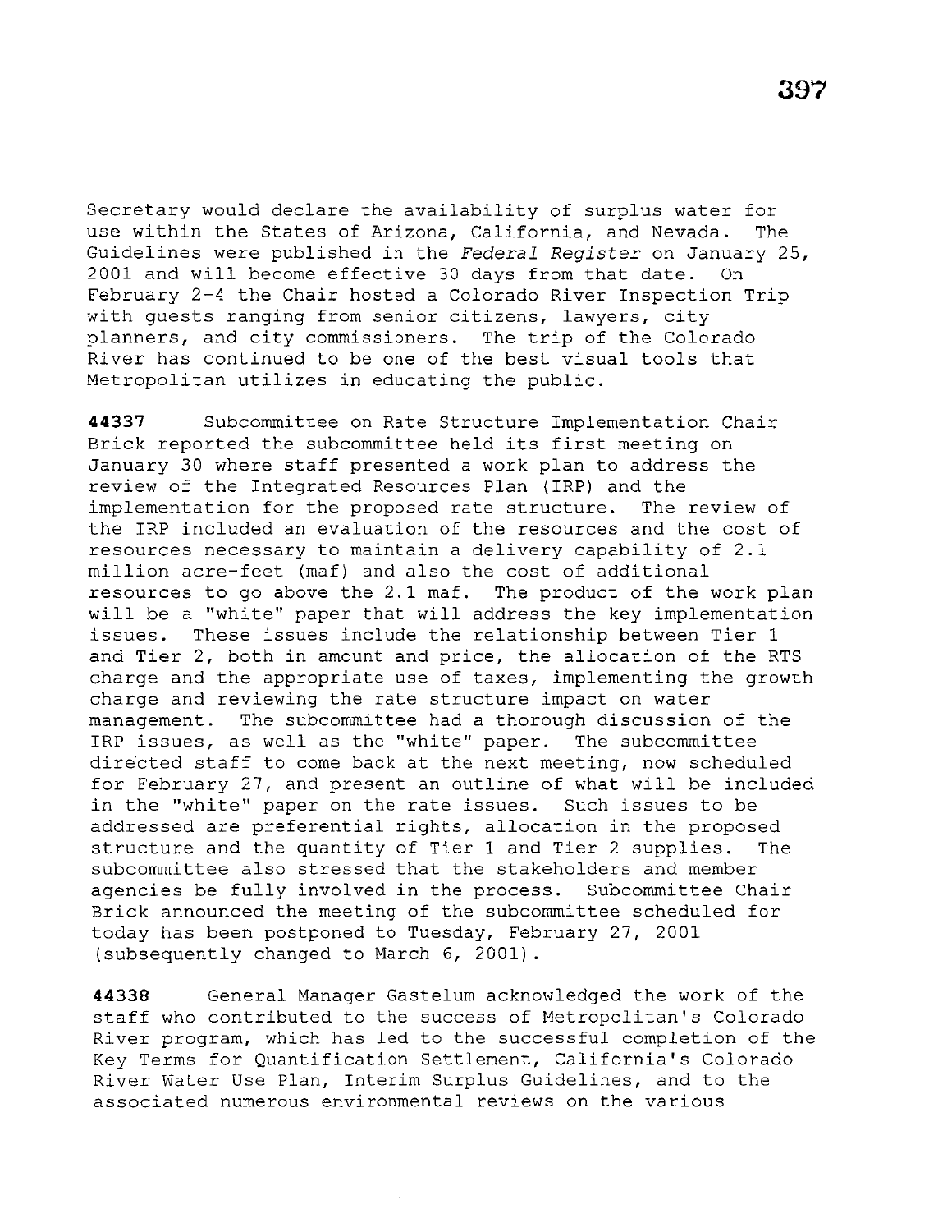Secretary would declare the availability of surplus water for use within the States of Arizona, California, and Nevada. The Guidelines were published in the *Federal Register* on January 25, 2001 and will become effective 30 days from that date. On February 2-4 the Chair hosted a Colorado River Inspection Trip with guests ranging from senior citizens, lawyers, city planners, and city commissioners. The trip of the Colorado River has continued to be one of the best visual tools that Metropolitan utilizes in educating the public.

**44337** Subcommittee on Rate Structure Implementation Chair Brick reported the subcommittee held its first meeting on January 30 where staff presented a work plan to address the review of the Integrated Resources Plan (IRP) and the implementation for the proposed rate structure. The review of the IRP included an evaluation of the resources and the cost of resources necessary to maintain a delivery capability of 2.1 million acre-feet (maf) and also the cost of additional resources to go above the 2.1 maf. The product of the work plan will be a "white" paper that will address the key implementation issues. These issues include the relationship between Tier 1 and Tier 2, both in amount and price, the allocation of the RTS charge and the appropriate use of taxes, implementing the growth charge and reviewing the rate structure impact on water management. The subcommittee had a thorough discussion of the IRP issues, as well as the "white" paper. The subcommittee directed staff to come back at the next meeting, now scheduled for February 27, and present an outline of what will be included in the "white" paper on the rate issues. Such issues to be addressed are preferential rights, allocation in the proposed structure and the quantity of Tier 1 and Tier 2 supplies. The subcommittee also stressed that the stakeholders and member agencies be fully involved in the process. Subcommittee Chair Brick announced the meeting of the subcommittee scheduled for today has been postponed to Tuesday, February 27, 2001 (subsequently changed to March 6, 2001).

**44338** General Manager Gastelum acknowledged the work of the staff who contributed to the success of Metropolitan's Colorado River program, which has led to the successful completion of the Key Terms for Quantification Settlement, California's Colorado River Water Use Plan, Interim Surplus Guidelines, and to the associated numerous environmental reviews on the various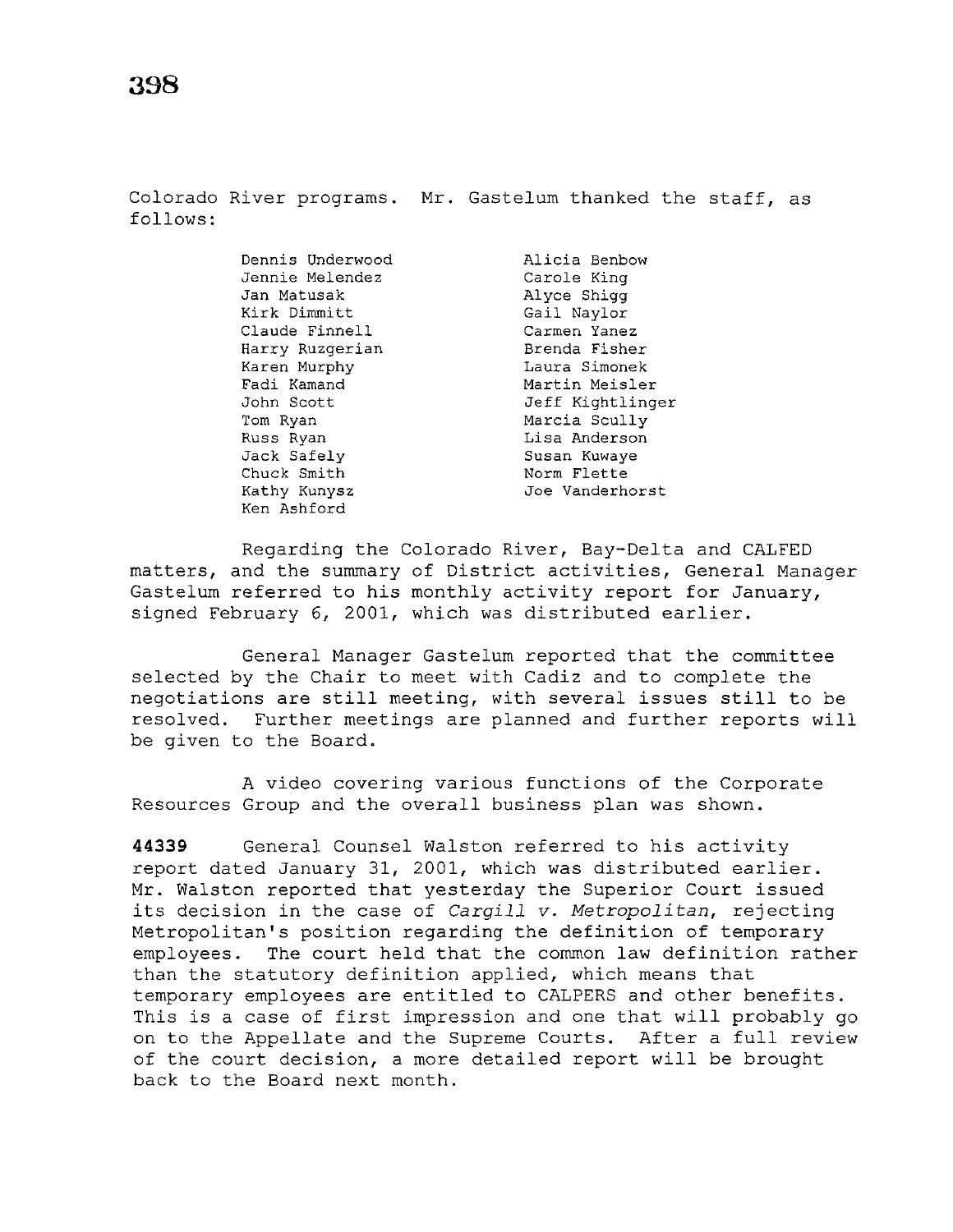Colorado River programs. Mr. Gastelum thanked the staff, as follows:

| | |
|---|---|
| Dennis Underwood | Alicia Benbow |
| Jennie Melendez | Carole King |
| Jan Matusak | Alyce Shigg |
| Kirk Dimmitt | Gail Naylor |
| Claude Finnell | Carmen Yanez |
| Harry Ruzgerian | Brenda Fisher |
| Karen Murphy | Laura Simonek |
| Fadi Kamand | Martin Meisler |
| John Scott | Jeff Kightlinger |
| Tom Ryan | Marcia Scully |
| Russ Ryan | Lisa Anderson |
| Jack Safely | Susan Kuwaye |
| Chuck Smith | Norm Flette |
| Kathy Kunysz | Joe Vanderhorst |
| Ken Ashford | |

Regarding the Colorado River, Bay-Delta and CALFED matters, and the summary of District activities, General Manager Gastelum referred to his monthly activity report for January, signed February 6, 2001, which was distributed earlier.

General Manager Gastelum reported that the committee selected by the Chair to meet with Cadiz and to complete the negotiations are still meeting, with several issues still to be resolved. Further meetings are planned and further reports will be given to the Board.

A video covering various functions of the Corporate Resources Group and the overall business plan was shown.

**44339** General Counsel Walston referred to his activity report dated January 31, 2001, which was distributed earlier. Mr. Walston reported that yesterday the Superior Court issued its decision in the case of *Cargill v. Metropolitan*, rejecting Metropolitan's position regarding the definition of temporary employees. The court held that the common law definition rather than the statutory definition applied, which means that temporary employees are entitled to CALPERS and other benefits. This is a case of first impression and one that will probably go on to the Appellate and the Supreme Courts. After a full review of the court decision, a more detailed report will be brought back to the Board next month.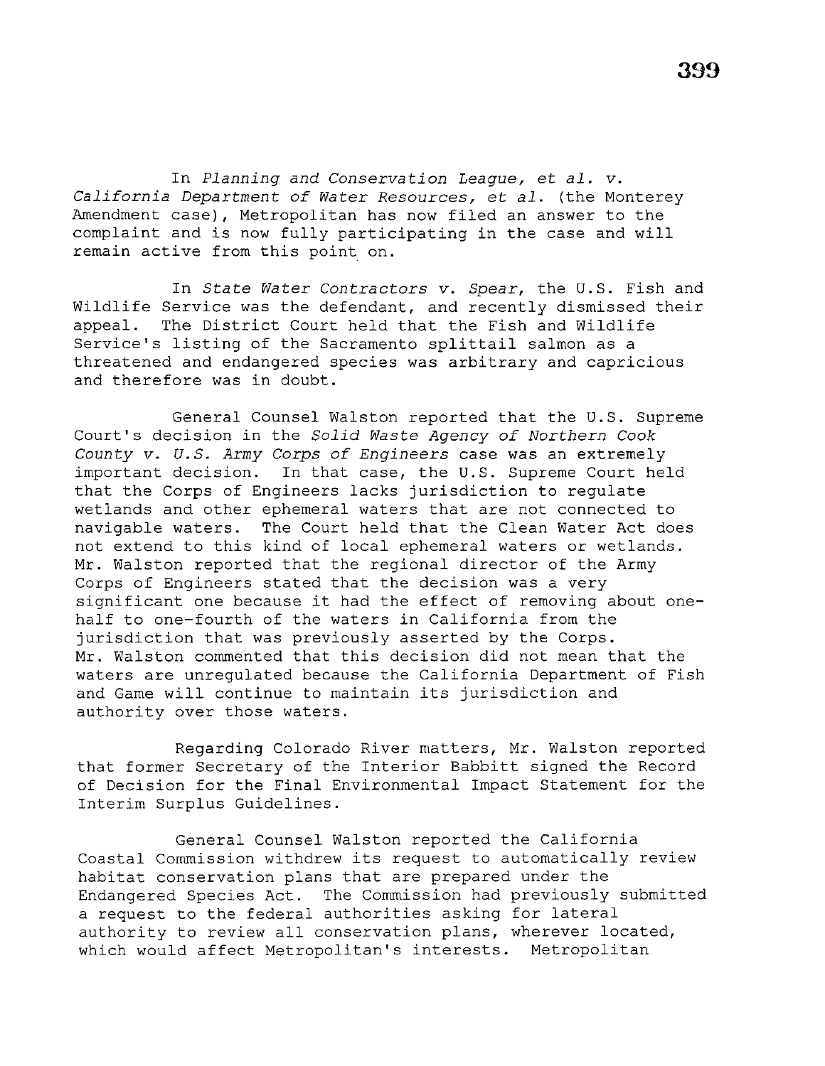In *Planning and Conservation League, et al. v. California Department of Water Resources, et al.* (the Monterey Amendment case), Metropolitan has now filed an answer to the complaint and is now fully participating in the case and will remain active from this point on.

In *State Water Contractors v. Spear*, the U.S. Fish and Wildlife Service was the defendant, and recently dismissed their appeal. The District Court held that the Fish and Wildlife Service's listing of the Sacramento splittail salmon as a threatened and endangered species was arbitrary and capricious and therefore was in doubt.

General Counsel Walston reported that the U.S. Supreme Court's decision in the *Solid Waste Agency of Northern Cook County v. U.S. Army Corps of Engineers* case was an extremely important decision. In that case, the U.S. Supreme Court held that the Corps of Engineers lacks jurisdiction to regulate wetlands and other ephemeral waters that are not connected to navigable waters. The Court held that the Clean Water Act does not extend to this kind of local ephemeral waters or wetlands. Mr. Walston reported that the regional director of the Army Corps of Engineers stated that the decision was a very significant one because it had the effect of removing about one-half to one-fourth of the waters in California from the jurisdiction that was previously asserted by the Corps. Mr. Walston commented that this decision did not mean that the waters are unregulated because the California Department of Fish and Game will continue to maintain its jurisdiction and authority over those waters.

Regarding Colorado River matters, Mr. Walston reported that former Secretary of the Interior Babbitt signed the Record of Decision for the Final Environmental Impact Statement for the Interim Surplus Guidelines.

General Counsel Walston reported the California Coastal Commission withdrew its request to automatically review habitat conservation plans that are prepared under the Endangered Species Act. The Commission had previously submitted a request to the federal authorities asking for lateral authority to review all conservation plans, wherever located, which would affect Metropolitan's interests. Metropolitan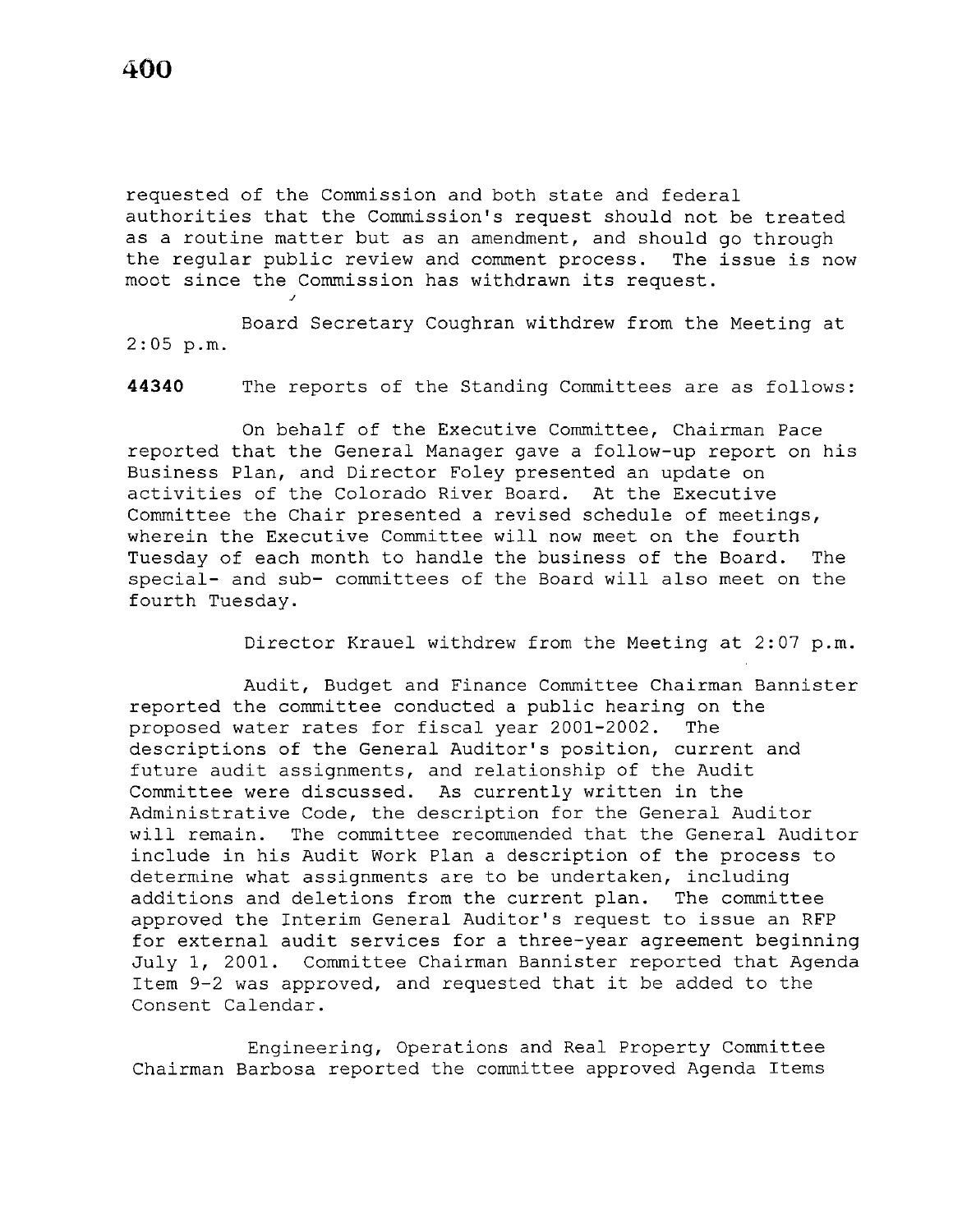requested of the Commission and both state and federal authorities that the Commission's request should not be treated as a routine matter but as an amendment, and should go through the regular public review and comment process. The issue is now moot since the Commission has withdrawn its request.

Board Secretary Coughran withdrew from the Meeting at 2:05 p.m.

**44340** The reports of the Standing Committees are as follows:

On behalf of the Executive Committee, Chairman Pace reported that the General Manager gave a follow-up report on his Business Plan, and Director Foley presented an update on activities of the Colorado River Board. At the Executive Committee the Chair presented a revised schedule of meetings, wherein the Executive Committee will now meet on the fourth Tuesday of each month to handle the business of the Board. The special- and sub- committees of the Board will also meet on the fourth Tuesday.

Director Krauel withdrew from the Meeting at 2:07 p.m.

Audit, Budget and Finance Committee Chairman Bannister reported the committee conducted a public hearing on the proposed water rates for fiscal year 2001-2002. The descriptions of the General Auditor's position, current and future audit assignments, and relationship of the Audit Committee were discussed. As currently written in the Administrative Code, the description for the General Auditor will remain. The committee recommended that the General Auditor include in his Audit Work Plan a description of the process to determine what assignments are to be undertaken, including additions and deletions from the current plan. The committee approved the Interim General Auditor's request to issue an RFP for external audit services for a three-year agreement beginning July 1, 2001. Committee Chairman Bannister reported that Agenda Item 9-2 was approved, and requested that it be added to the Consent Calendar.

Engineering, Operations and Real Property Committee Chairman Barbosa reported the committee approved Agenda Items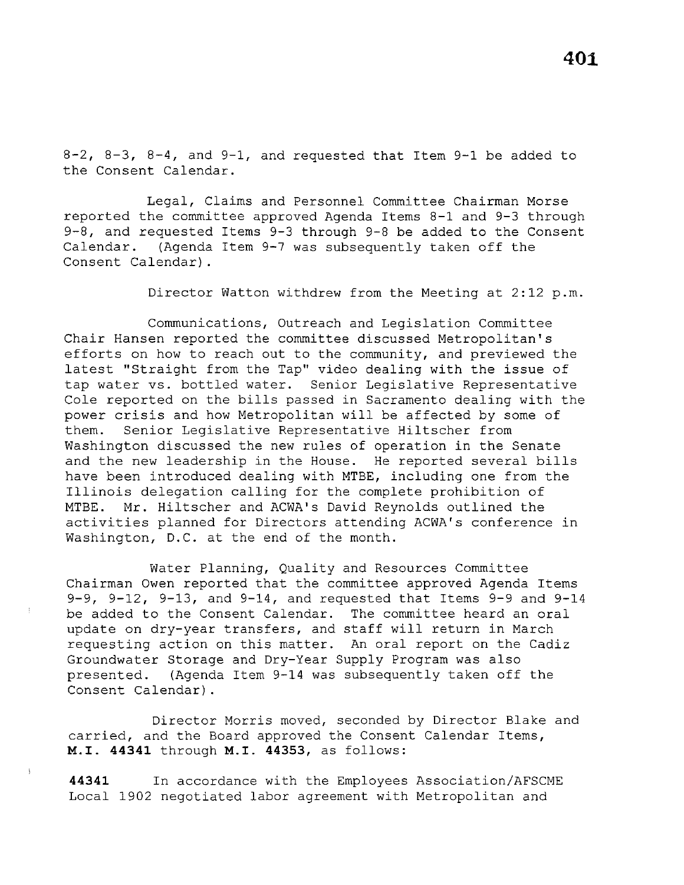8-2, 8-3, 8-4, and 9-1, and requested that Item 9-1 be added to the Consent Calendar.

Legal, Claims and Personnel Committee Chairman Morse reported the committee approved Agenda Items 8-1 and 9-3 through 9-8, and requested Items 9-3 through 9-8 be added to the Consent Calendar. (Agenda Item 9-7 was subsequently taken off the Consent Calendar).

Director Watton withdrew from the Meeting at 2:12 p.m.

Communications, Outreach and Legislation Committee Chair Hansen reported the committee discussed Metropolitan's efforts on how to reach out to the community, and previewed the latest "Straight from the Tap" video dealing with the issue of tap water vs. bottled water. Senior Legislative Representative Cole reported on the bills passed in Sacramento dealing with the power crisis and how Metropolitan will be affected by some of them. Senior Legislative Representative Hiltscher from Washington discussed the new rules of operation in the Senate and the new leadership in the House. He reported several bills have been introduced dealing with MTBE, including one from the Illinois delegation calling for the complete prohibition of MTBE. Mr. Hiltscher and ACWA's David Reynolds outlined the activities planned for Directors attending ACWA's conference in Washington, D.C. at the end of the month.

Water Planning, Quality and Resources Committee Chairman Owen reported that the committee approved Agenda Items 9-9, 9-12, 9-13, and 9-14, and requested that Items 9-9 and 9-14 be added to the Consent Calendar. The committee heard an oral update on dry-year transfers, and staff will return in March requesting action on this matter. An oral report on the Cadiz Groundwater Storage and Dry-Year Supply Program was also presented. (Agenda Item 9-14 was subsequently taken off the Consent Calendar).

Director Morris moved, seconded by Director Blake and carried, and the Board approved the Consent Calendar Items, **M.I. 44341** through **M.I. 44353**, as follows:

**44341** In accordance with the Employees Association/AFSCME Local 1902 negotiated labor agreement with Metropolitan and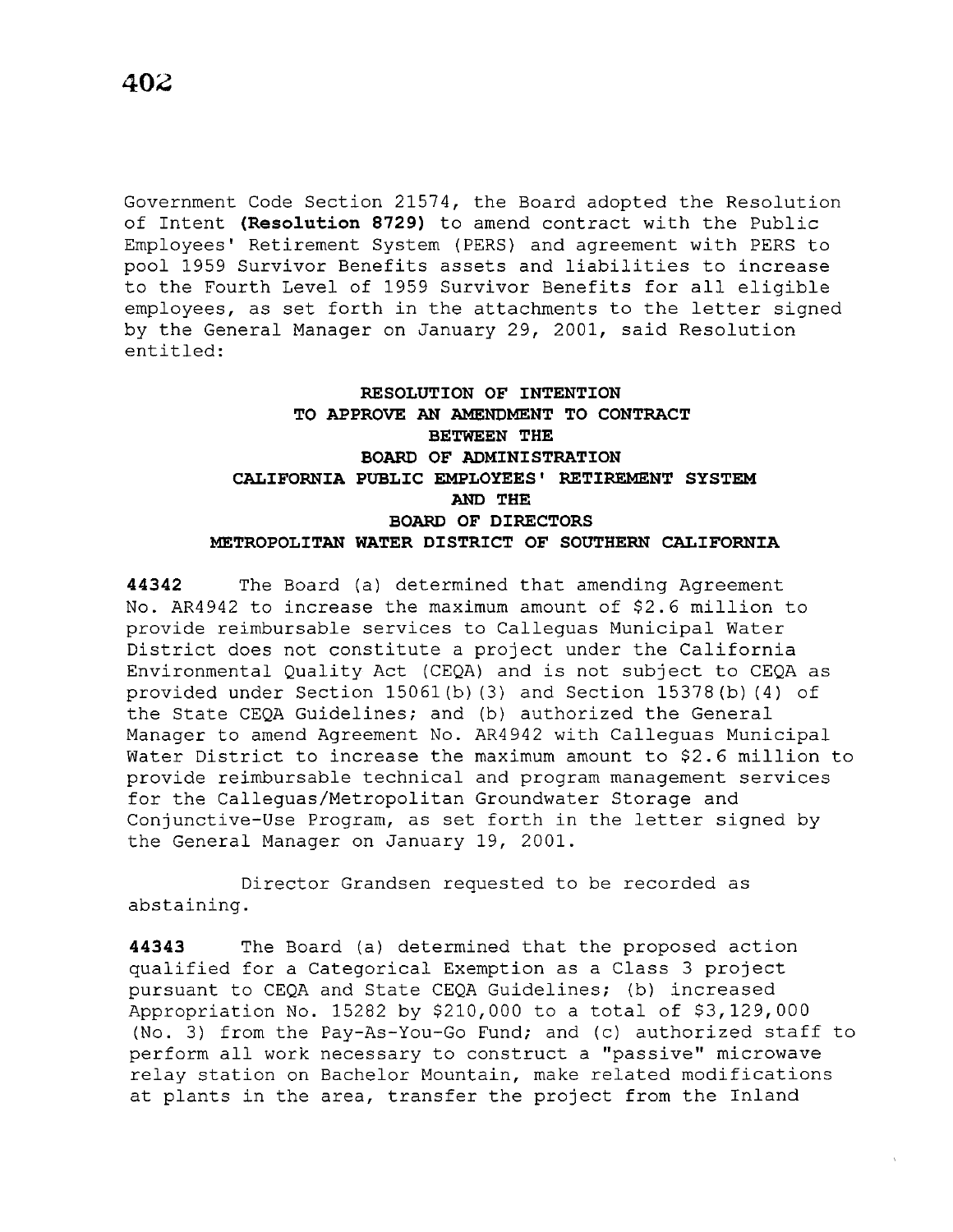Government Code Section 21574, the Board adopted the Resolution of Intent **(Resolution 8729)** to amend contract with the Public Employees' Retirement System (PERS) and agreement with PERS to pool 1959 Survivor Benefits assets and liabilities to increase to the Fourth Level of 1959 Survivor Benefits for all eligible employees, as set forth in the attachments to the letter signed by the General Manager on January 29, 2001, said Resolution entitled:

**RESOLUTION OF INTENTION
TO APPROVE AN AMENDMENT TO CONTRACT
BETWEEN THE
BOARD OF ADMINISTRATION
CALIFORNIA PUBLIC EMPLOYEES' RETIREMENT SYSTEM
AND THE
BOARD OF DIRECTORS
METROPOLITAN WATER DISTRICT OF SOUTHERN CALIFORNIA**

**44342** The Board (a) determined that amending Agreement No. AR4942 to increase the maximum amount of $2.6 million to provide reimbursable services to Calleguas Municipal Water District does not constitute a project under the California Environmental Quality Act (CEQA) and is not subject to CEQA as provided under Section 15061(b)(3) and Section 15378(b)(4) of the State CEQA Guidelines; and (b) authorized the General Manager to amend Agreement No. AR4942 with Calleguas Municipal Water District to increase the maximum amount to $2.6 million to provide reimbursable technical and program management services for the Calleguas/Metropolitan Groundwater Storage and Conjunctive-Use Program, as set forth in the letter signed by the General Manager on January 19, 2001.

Director Grandsen requested to be recorded as abstaining.

**44343** The Board (a) determined that the proposed action qualified for a Categorical Exemption as a Class 3 project pursuant to CEQA and State CEQA Guidelines; (b) increased Appropriation No. 15282 by $210,000 to a total of $3,129,000 (No. 3) from the Pay-As-You-Go Fund; and (c) authorized staff to perform all work necessary to construct a "passive" microwave relay station on Bachelor Mountain, make related modifications at plants in the area, transfer the project from the Inland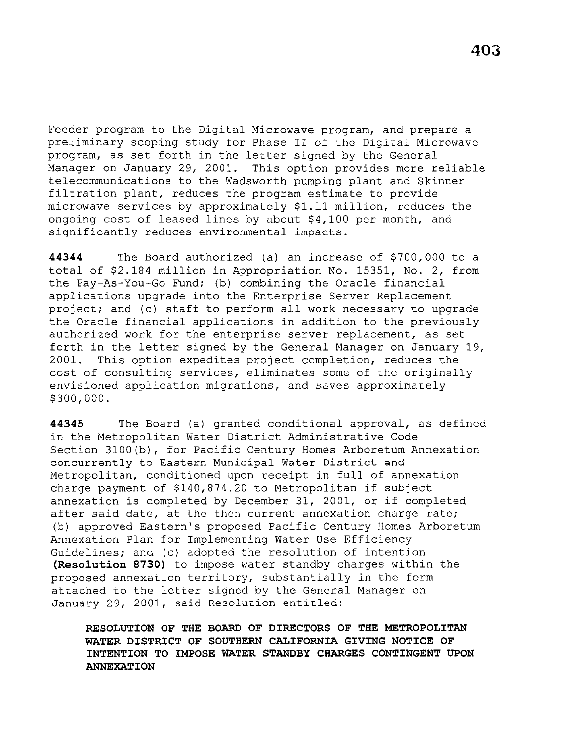Feeder program to the Digital Microwave program, and prepare a preliminary scoping study for Phase II of the Digital Microwave program, as set forth in the letter signed by the General Manager on January 29, 2001. This option provides more reliable telecommunications to the Wadsworth pumping plant and Skinner filtration plant, reduces the program estimate to provide microwave services by approximately $1.11 million, reduces the ongoing cost of leased lines by about $4,100 per month, and significantly reduces environmental impacts.

**44344** The Board authorized (a) an increase of $700,000 to a total of $2.184 million in Appropriation No. 15351, No. 2, from the Pay-As-You-Go Fund; (b) combining the Oracle financial applications upgrade into the Enterprise Server Replacement project; and (c) staff to perform all work necessary to upgrade the Oracle financial applications in addition to the previously authorized work for the enterprise server replacement, as set forth in the letter signed by the General Manager on January 19, 2001. This option expedites project completion, reduces the cost of consulting services, eliminates some of the originally envisioned application migrations, and saves approximately $300,000.

**44345** The Board (a) granted conditional approval, as defined in the Metropolitan Water District Administrative Code Section 3100(b), for Pacific Century Homes Arboretum Annexation concurrently to Eastern Municipal Water District and Metropolitan, conditioned upon receipt in full of annexation charge payment of $140,874.20 to Metropolitan if subject annexation is completed by December 31, 2001, or if completed after said date, at the then current annexation charge rate; (b) approved Eastern's proposed Pacific Century Homes Arboretum Annexation Plan for Implementing Water Use Efficiency Guidelines; and (c) adopted the resolution of intention **(Resolution 8730)** to impose water standby charges within the proposed annexation territory, substantially in the form attached to the letter signed by the General Manager on January 29, 2001, said Resolution entitled:

**RESOLUTION OF THE BOARD OF DIRECTORS OF THE METROPOLITAN WATER DISTRICT OF SOUTHERN CALIFORNIA GIVING NOTICE OF INTENTION TO IMPOSE WATER STANDBY CHARGES CONTINGENT UPON ANNEXATION**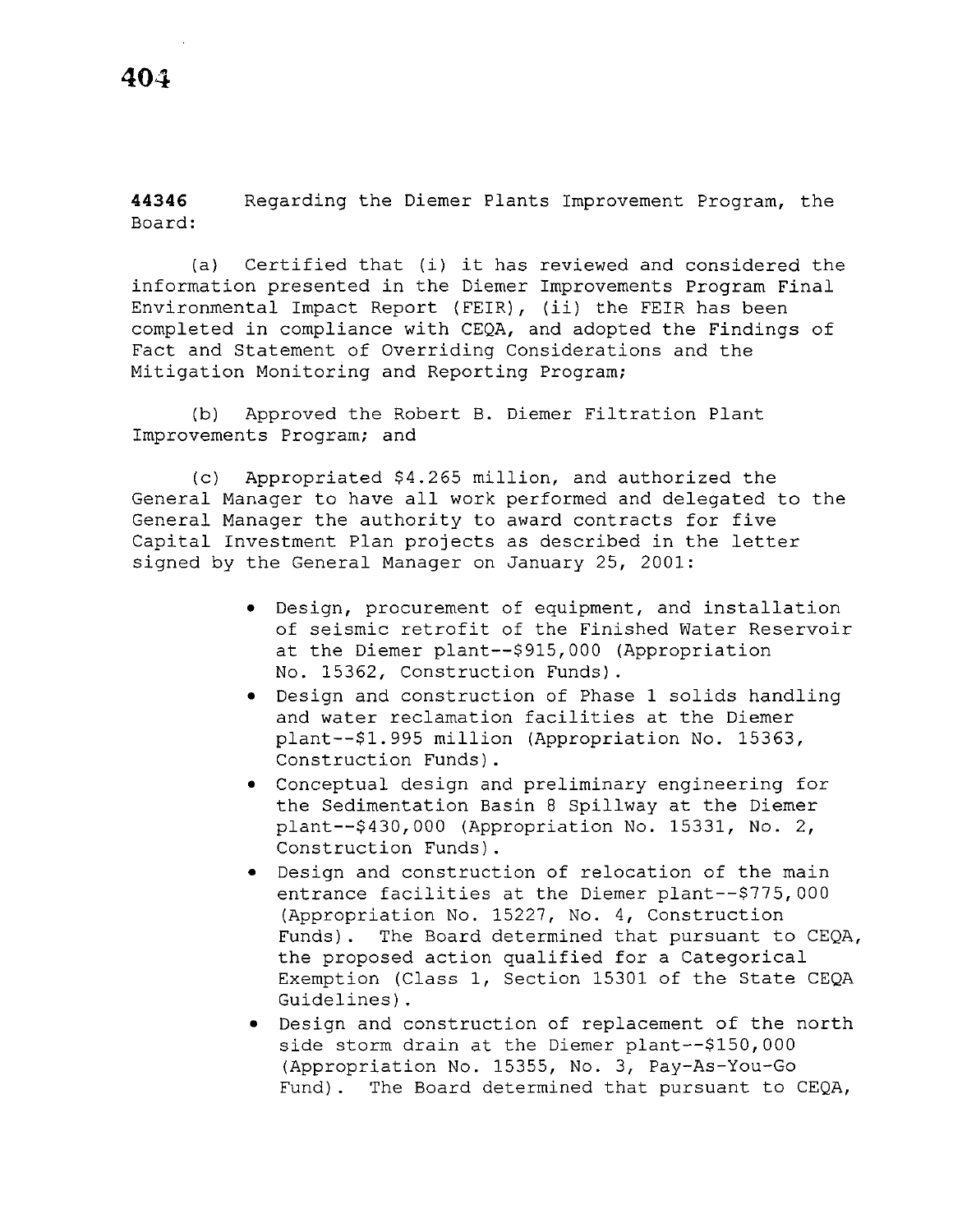**44346** Regarding the Diemer Plants Improvement Program, the Board:

(a) Certified that (i) it has reviewed and considered the information presented in the Diemer Improvements Program Final Environmental Impact Report (FEIR), (ii) the FEIR has been completed in compliance with CEQA, and adopted the Findings of Fact and Statement of Overriding Considerations and the Mitigation Monitoring and Reporting Program;

(b) Approved the Robert B. Diemer Filtration Plant Improvements Program; and

(c) Appropriated $4.265 million, and authorized the General Manager to have all work performed and delegated to the General Manager the authority to award contracts for five Capital Investment Plan projects as described in the letter signed by the General Manager on January 25, 2001:

- Design, procurement of equipment, and installation of seismic retrofit of the Finished Water Reservoir at the Diemer plant--$915,000 (Appropriation No. 15362, Construction Funds).
- Design and construction of Phase 1 solids handling and water reclamation facilities at the Diemer plant--$1.995 million (Appropriation No. 15363, Construction Funds).
- Conceptual design and preliminary engineering for the Sedimentation Basin 8 Spillway at the Diemer plant--$430,000 (Appropriation No. 15331, No. 2, Construction Funds).
- Design and construction of relocation of the main entrance facilities at the Diemer plant--$775,000 (Appropriation No. 15227, No. 4, Construction Funds). The Board determined that pursuant to CEQA, the proposed action qualified for a Categorical Exemption (Class 1, Section 15301 of the State CEQA Guidelines).
- Design and construction of replacement of the north side storm drain at the Diemer plant--$150,000 (Appropriation No. 15355, No. 3, Pay-As-You-Go Fund). The Board determined that pursuant to CEQA,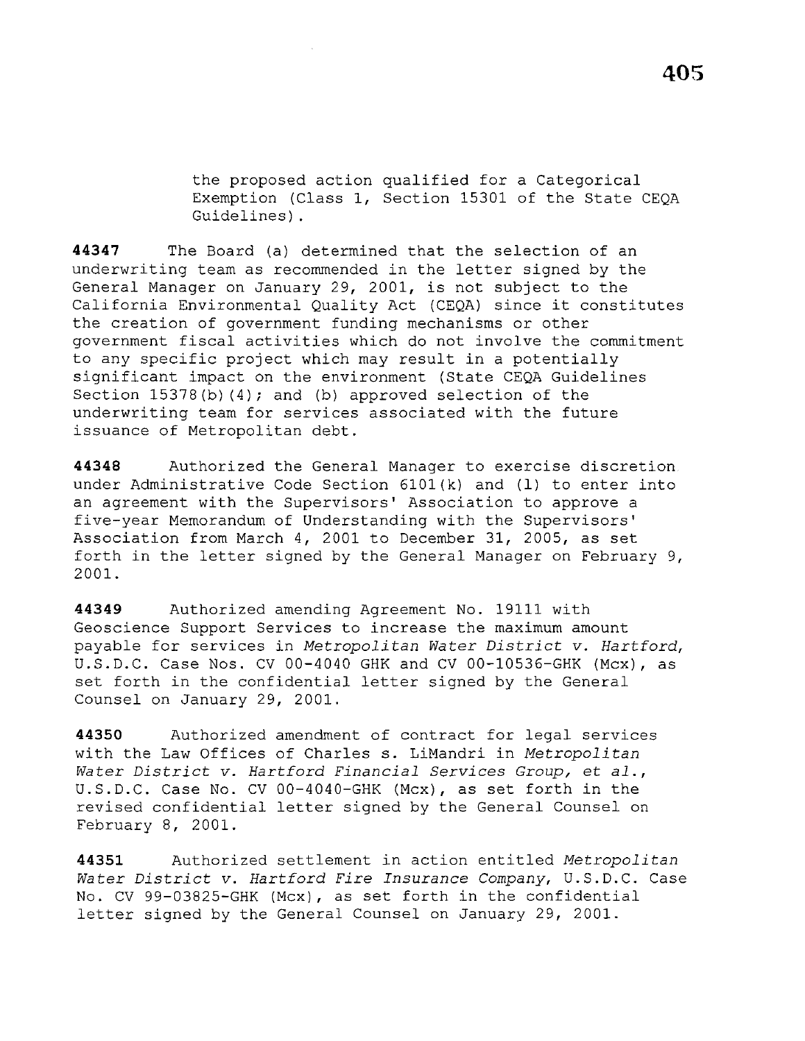the proposed action qualified for a Categorical Exemption (Class 1, Section 15301 of the State CEQA Guidelines).

**44347** The Board (a) determined that the selection of an underwriting team as recommended in the letter signed by the General Manager on January 29, 2001, is not subject to the California Environmental Quality Act (CEQA) since it constitutes the creation of government funding mechanisms or other government fiscal activities which do not involve the commitment to any specific project which may result in a potentially significant impact on the environment (State CEQA Guidelines Section 15378(b)(4); and (b) approved selection of the underwriting team for services associated with the future issuance of Metropolitan debt.

**44348** Authorized the General Manager to exercise discretion under Administrative Code Section 6101(k) and (l) to enter into an agreement with the Supervisors' Association to approve a five-year Memorandum of Understanding with the Supervisors' Association from March 4, 2001 to December 31, 2005, as set forth in the letter signed by the General Manager on February 9, 2001.

**44349** Authorized amending Agreement No. 19111 with Geoscience Support Services to increase the maximum amount payable for services in *Metropolitan Water District v. Hartford*, U.S.D.C. Case Nos. CV 00-4040 GHK and CV 00-10536-GHK (Mcx), as set forth in the confidential letter signed by the General Counsel on January 29, 2001.

**44350** Authorized amendment of contract for legal services with the Law Offices of Charles s. LiMandri in *Metropolitan Water District v. Hartford Financial Services Group, et al.*, U.S.D.C. Case No. CV 00-4040-GHK (Mcx), as set forth in the revised confidential letter signed by the General Counsel on February 8, 2001.

**44351** Authorized settlement in action entitled *Metropolitan Water District v. Hartford Fire Insurance Company*, U.S.D.C. Case No. CV 99-03825-GHK (Mcx), as set forth in the confidential letter signed by the General Counsel on January 29, 2001.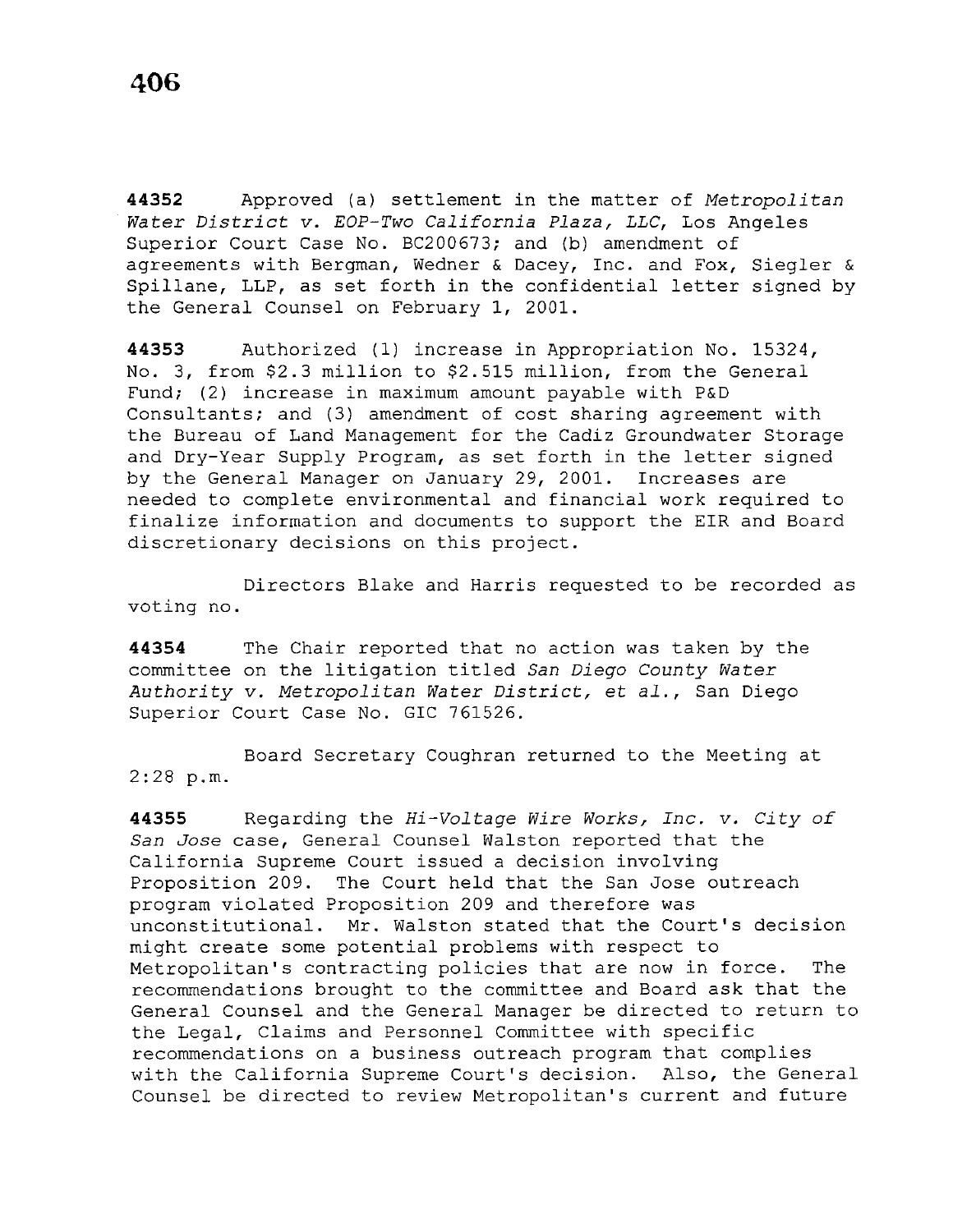**44352** Approved (a) settlement in the matter of *Metropolitan Water District v. EOP-Two California Plaza, LLC*, Los Angeles Superior Court Case No. BC200673; and (b) amendment of agreements with Bergman, Wedner & Dacey, Inc. and Fox, Siegler & Spillane, LLP, as set forth in the confidential letter signed by the General Counsel on February 1, 2001.

**44353** Authorized (1) increase in Appropriation No. 15324, No. 3, from $2.3 million to $2.515 million, from the General Fund; (2) increase in maximum amount payable with P&D Consultants; and (3) amendment of cost sharing agreement with the Bureau of Land Management for the Cadiz Groundwater Storage and Dry-Year Supply Program, as set forth in the letter signed by the General Manager on January 29, 2001. Increases are needed to complete environmental and financial work required to finalize information and documents to support the EIR and Board discretionary decisions on this project.

Directors Blake and Harris requested to be recorded as voting no.

**44354** The Chair reported that no action was taken by the committee on the litigation titled *San Diego County Water Authority v. Metropolitan Water District, et al.*, San Diego Superior Court Case No. GIC 761526.

Board Secretary Coughran returned to the Meeting at 2:28 p.m.

**44355** Regarding the *Hi-Voltage Wire Works, Inc. v. City of San Jose* case, General Counsel Walston reported that the California Supreme Court issued a decision involving Proposition 209. The Court held that the San Jose outreach program violated Proposition 209 and therefore was unconstitutional. Mr. Walston stated that the Court's decision might create some potential problems with respect to Metropolitan's contracting policies that are now in force. The recommendations brought to the committee and Board ask that the General Counsel and the General Manager be directed to return to the Legal, Claims and Personnel Committee with specific recommendations on a business outreach program that complies with the California Supreme Court's decision. Also, the General Counsel be directed to review Metropolitan's current and future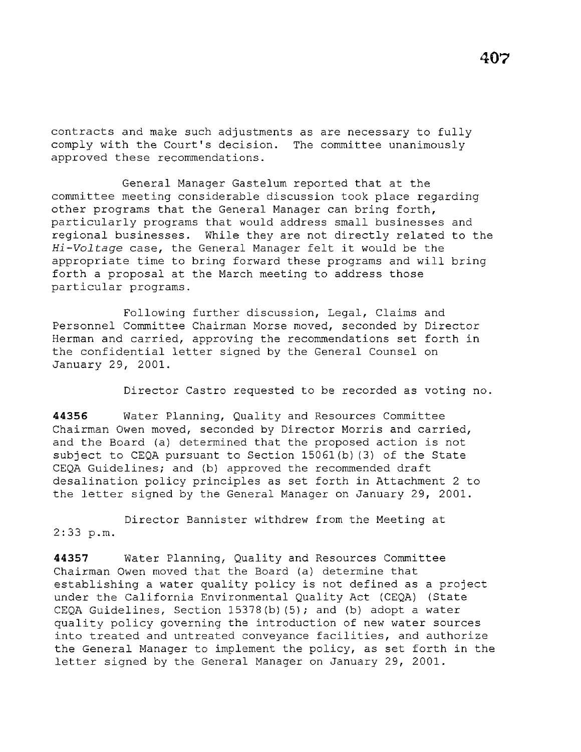contracts and make such adjustments as are necessary to fully comply with the Court's decision. The committee unanimously approved these recommendations.

General Manager Gastelum reported that at the committee meeting considerable discussion took place regarding other programs that the General Manager can bring forth, particularly programs that would address small businesses and regional businesses. While they are not directly related to the *Hi-Voltage* case, the General Manager felt it would be the appropriate time to bring forward these programs and will bring forth a proposal at the March meeting to address those particular programs.

Following further discussion, Legal, Claims and Personnel Committee Chairman Morse moved, seconded by Director Herman and carried, approving the recommendations set forth in the confidential letter signed by the General Counsel on January 29, 2001.

Director Castro requested to be recorded as voting no.

**44356** Water Planning, Quality and Resources Committee Chairman Owen moved, seconded by Director Morris and carried, and the Board (a) determined that the proposed action is not subject to CEQA pursuant to Section 15061(b)(3) of the State CEQA Guidelines; and (b) approved the recommended draft desalination policy principles as set forth in Attachment 2 to the letter signed by the General Manager on January 29, 2001.

Director Bannister withdrew from the Meeting at 2:33 p.m.

**44357** Water Planning, Quality and Resources Committee Chairman Owen moved that the Board (a) determine that establishing a water quality policy is not defined as a project under the California Environmental Quality Act (CEQA) (State CEQA Guidelines, Section 15378(b)(5); and (b) adopt a water quality policy governing the introduction of new water sources into treated and untreated conveyance facilities, and authorize the General Manager to implement the policy, as set forth in the letter signed by the General Manager on January 29, 2001.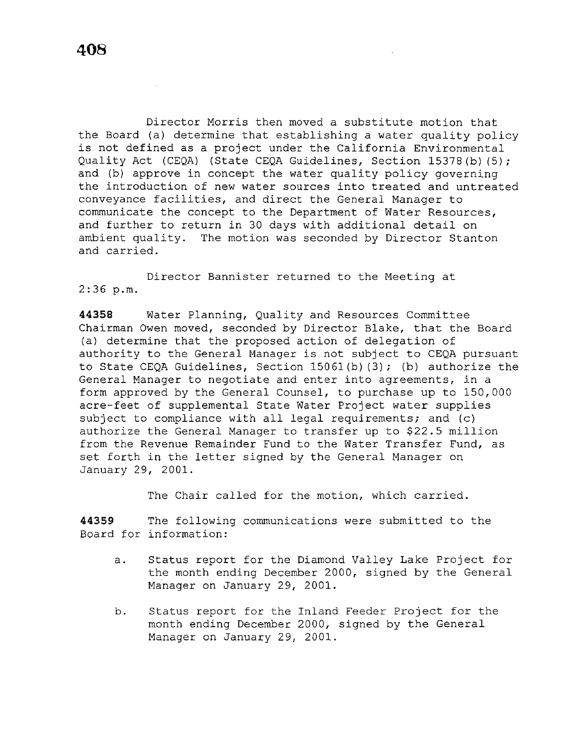Director Morris then moved a substitute motion that the Board (a) determine that establishing a water quality policy is not defined as a project under the California Environmental Quality Act (CEQA) (State CEQA Guidelines, Section 15378(b)(5); and (b) approve in concept the water quality policy governing the introduction of new water sources into treated and untreated conveyance facilities, and direct the General Manager to communicate the concept to the Department of Water Resources, and further to return in 30 days with additional detail on ambient quality. The motion was seconded by Director Stanton and carried.

Director Bannister returned to the Meeting at 2:36 p.m.

**44358** Water Planning, Quality and Resources Committee Chairman Owen moved, seconded by Director Blake, that the Board (a) determine that the proposed action of delegation of authority to the General Manager is not subject to CEQA pursuant to State CEQA Guidelines, Section 15061(b)(3); (b) authorize the General Manager to negotiate and enter into agreements, in a form approved by the General Counsel, to purchase up to 150,000 acre-feet of supplemental State Water Project water supplies subject to compliance with all legal requirements; and (c) authorize the General Manager to transfer up to $22.5 million from the Revenue Remainder Fund to the Water Transfer Fund, as set forth in the letter signed by the General Manager on January 29, 2001.

The Chair called for the motion, which carried.

**44359** The following communications were submitted to the Board for information:

a. Status report for the Diamond Valley Lake Project for the month ending December 2000, signed by the General Manager on January 29, 2001.

b. Status report for the Inland Feeder Project for the month ending December 2000, signed by the General Manager on January 29, 2001.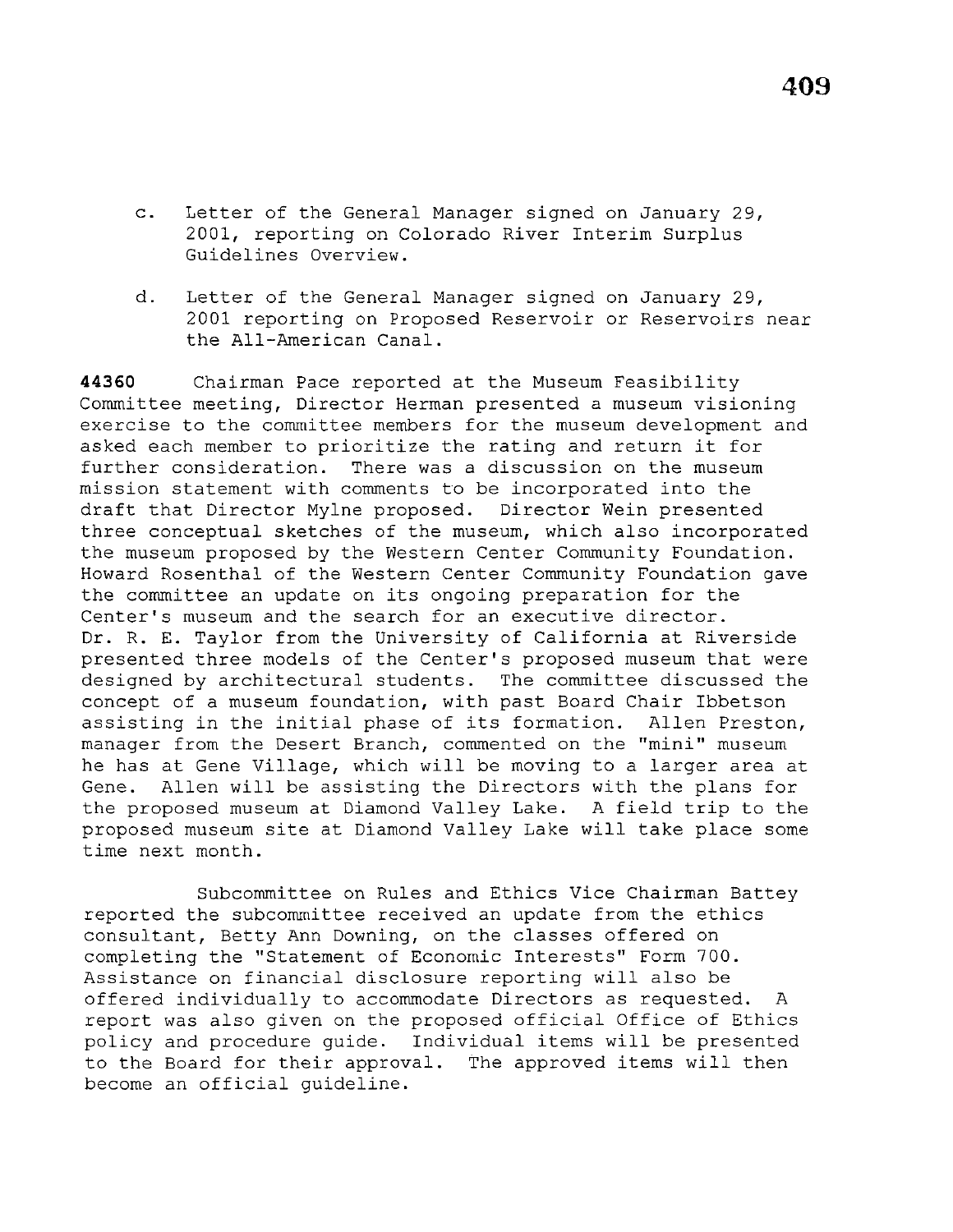c. Letter of the General Manager signed on January 29, 2001, reporting on Colorado River Interim Surplus Guidelines Overview.

d. Letter of the General Manager signed on January 29, 2001 reporting on Proposed Reservoir or Reservoirs near the All-American Canal.

**44360** Chairman Pace reported at the Museum Feasibility Committee meeting, Director Herman presented a museum visioning exercise to the committee members for the museum development and asked each member to prioritize the rating and return it for further consideration. There was a discussion on the museum mission statement with comments to be incorporated into the draft that Director Mylne proposed. Director Wein presented three conceptual sketches of the museum, which also incorporated the museum proposed by the Western Center Community Foundation. Howard Rosenthal of the Western Center Community Foundation gave the committee an update on its ongoing preparation for the Center's museum and the search for an executive director. Dr. R. E. Taylor from the University of California at Riverside presented three models of the Center's proposed museum that were designed by architectural students. The committee discussed the concept of a museum foundation, with past Board Chair Ibbetson assisting in the initial phase of its formation. Allen Preston, manager from the Desert Branch, commented on the "mini" museum he has at Gene Village, which will be moving to a larger area at Gene. Allen will be assisting the Directors with the plans for the proposed museum at Diamond Valley Lake. A field trip to the proposed museum site at Diamond Valley Lake will take place some time next month.

Subcommittee on Rules and Ethics Vice Chairman Battey reported the subcommittee received an update from the ethics consultant, Betty Ann Downing, on the classes offered on completing the "Statement of Economic Interests" Form 700. Assistance on financial disclosure reporting will also be offered individually to accommodate Directors as requested. A report was also given on the proposed official Office of Ethics policy and procedure guide. Individual items will be presented to the Board for their approval. The approved items will then become an official guideline.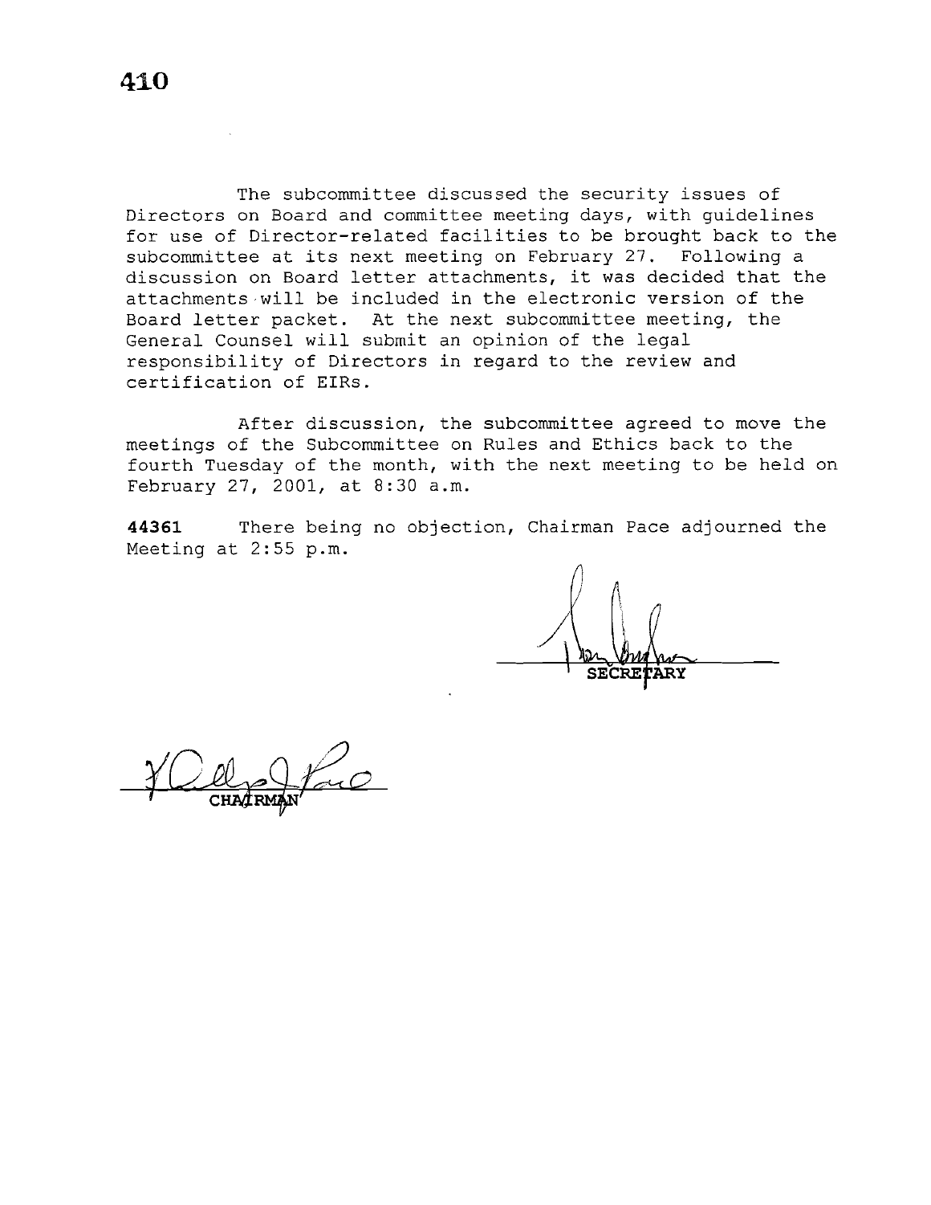The subcommittee discussed the security issues of Directors on Board and committee meeting days, with guidelines for use of Director-related facilities to be brought back to the subcommittee at its next meeting on February 27. Following a discussion on Board letter attachments, it was decided that the attachments will be included in the electronic version of the Board letter packet. At the next subcommittee meeting, the General Counsel will submit an opinion of the legal responsibility of Directors in regard to the review and certification of EIRs.

After discussion, the subcommittee agreed to move the meetings of the Subcommittee on Rules and Ethics back to the fourth Tuesday of the month, with the next meeting to be held on February 27, 2001, at 8:30 a.m.

**44361** There being no objection, Chairman Pace adjourned the Meeting at 2:55 p.m.

SECRETARY

CHAIRMAN